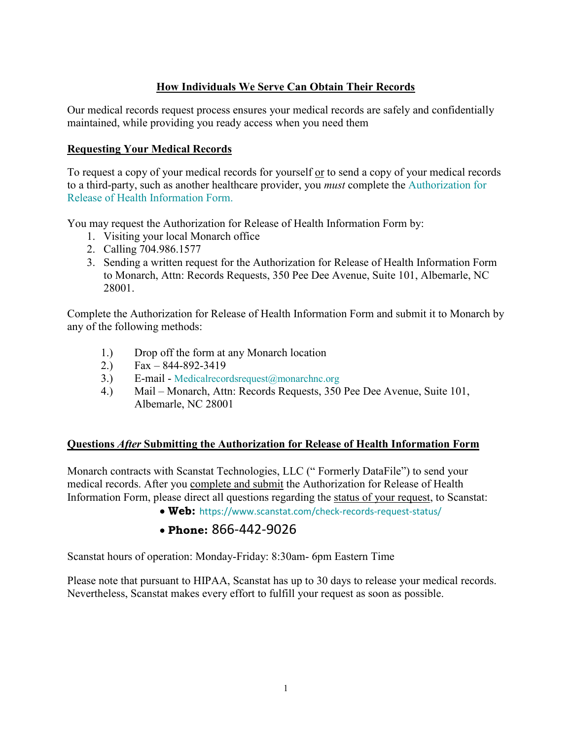# How Individuals We Serve Can Obtain Their Records

Our medical records request process ensures your medical records are safely and confidentially maintained, while providing you ready access when you need them

## Requesting Your Medical Records

To request a copy of your medical records for yourself or to send a copy of your medical records to a third-party, such as another healthcare provider, you *must* complete the Authorization for Release of Health Information Form.

You may request the Authorization for Release of Health Information Form by:

1. Visiting your local Monarch office
2. Calling 704.986.1577
3. Sending a written request for the Authorization for Release of Health Information Form to Monarch, Attn: Records Requests, 350 Pee Dee Avenue, Suite 101, Albemarle, NC 28001.

Complete the Authorization for Release of Health Information Form and submit it to Monarch by any of the following methods:

1.) Drop off the form at any Monarch location
2.) Fax – 844-892-3419
3.) E-mail - Medicalrecordsrequest@monarchnc.org
4.) Mail – Monarch, Attn: Records Requests, 350 Pee Dee Avenue, Suite 101, Albemarle, NC 28001

## Questions *After* Submitting the Authorization for Release of Health Information Form

Monarch contracts with Scanstat Technologies, LLC (" Formerly DataFile") to send your medical records. After you complete and submit the Authorization for Release of Health Information Form, please direct all questions regarding the status of your request, to Scanstat:

- **Web:** https://www.scanstat.com/check-records-request-status/
- **Phone:** 866-442-9026

Scanstat hours of operation: Monday-Friday: 8:30am- 6pm Eastern Time

Please note that pursuant to HIPAA, Scanstat has up to 30 days to release your medical records. Nevertheless, Scanstat makes every effort to fulfill your request as soon as possible.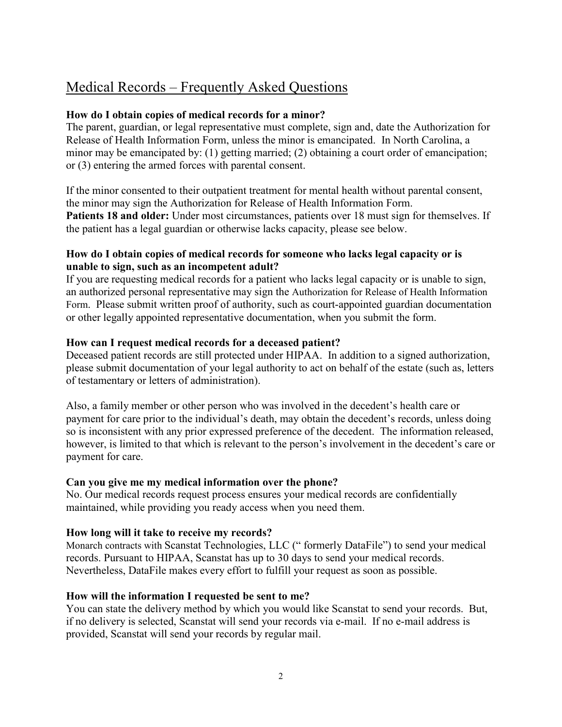# Medical Records – Frequently Asked Questions

**How do I obtain copies of medical records for a minor?**

The parent, guardian, or legal representative must complete, sign and, date the Authorization for Release of Health Information Form, unless the minor is emancipated. In North Carolina, a minor may be emancipated by: (1) getting married; (2) obtaining a court order of emancipation; or (3) entering the armed forces with parental consent.

If the minor consented to their outpatient treatment for mental health without parental consent, the minor may sign the Authorization for Release of Health Information Form.

**Patients 18 and older:** Under most circumstances, patients over 18 must sign for themselves. If the patient has a legal guardian or otherwise lacks capacity, please see below.

**How do I obtain copies of medical records for someone who lacks legal capacity or is unable to sign, such as an incompetent adult?**

If you are requesting medical records for a patient who lacks legal capacity or is unable to sign, an authorized personal representative may sign the Authorization for Release of Health Information Form. Please submit written proof of authority, such as court-appointed guardian documentation or other legally appointed representative documentation, when you submit the form.

**How can I request medical records for a deceased patient?**

Deceased patient records are still protected under HIPAA. In addition to a signed authorization, please submit documentation of your legal authority to act on behalf of the estate (such as, letters of testamentary or letters of administration).

Also, a family member or other person who was involved in the decedent's health care or payment for care prior to the individual's death, may obtain the decedent's records, unless doing so is inconsistent with any prior expressed preference of the decedent. The information released, however, is limited to that which is relevant to the person's involvement in the decedent's care or payment for care.

**Can you give me my medical information over the phone?**

No. Our medical records request process ensures your medical records are confidentially maintained, while providing you ready access when you need them.

**How long will it take to receive my records?**

Monarch contracts with Scanstat Technologies, LLC (" formerly DataFile") to send your medical records. Pursuant to HIPAA, Scanstat has up to 30 days to send your medical records. Nevertheless, DataFile makes every effort to fulfill your request as soon as possible.

**How will the information I requested be sent to me?**

You can state the delivery method by which you would like Scanstat to send your records. But, if no delivery is selected, Scanstat will send your records via e-mail. If no e-mail address is provided, Scanstat will send your records by regular mail.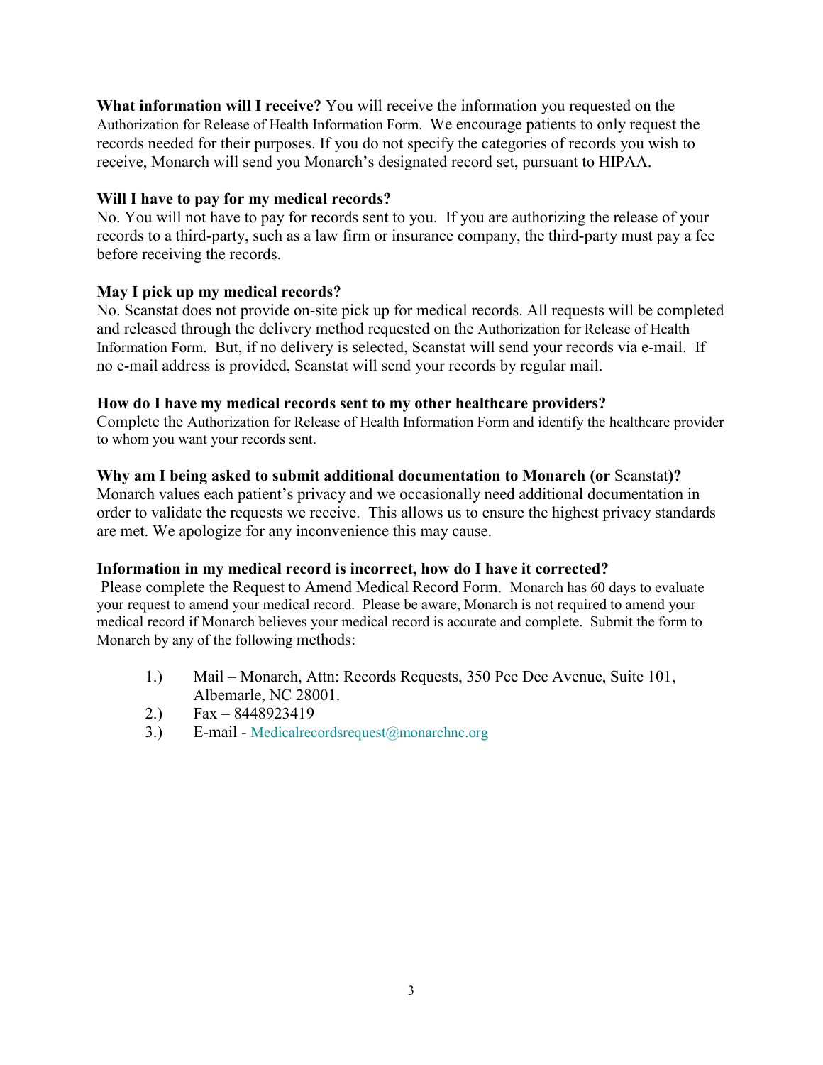**What information will I receive?** You will receive the information you requested on the Authorization for Release of Health Information Form. We encourage patients to only request the records needed for their purposes. If you do not specify the categories of records you wish to receive, Monarch will send you Monarch's designated record set, pursuant to HIPAA.

**Will I have to pay for my medical records?**

No. You will not have to pay for records sent to you. If you are authorizing the release of your records to a third-party, such as a law firm or insurance company, the third-party must pay a fee before receiving the records.

**May I pick up my medical records?**

No. Scanstat does not provide on-site pick up for medical records. All requests will be completed and released through the delivery method requested on the Authorization for Release of Health Information Form. But, if no delivery is selected, Scanstat will send your records via e-mail. If no e-mail address is provided, Scanstat will send your records by regular mail.

**How do I have my medical records sent to my other healthcare providers?**

Complete the Authorization for Release of Health Information Form and identify the healthcare provider to whom you want your records sent.

**Why am I being asked to submit additional documentation to Monarch (or** Scanstat**)?**

Monarch values each patient's privacy and we occasionally need additional documentation in order to validate the requests we receive. This allows us to ensure the highest privacy standards are met. We apologize for any inconvenience this may cause.

**Information in my medical record is incorrect, how do I have it corrected?**

Please complete the Request to Amend Medical Record Form. Monarch has 60 days to evaluate your request to amend your medical record. Please be aware, Monarch is not required to amend your medical record if Monarch believes your medical record is accurate and complete. Submit the form to Monarch by any of the following methods:

1.) Mail – Monarch, Attn: Records Requests, 350 Pee Dee Avenue, Suite 101, Albemarle, NC 28001.
2.) Fax – 8448923419
3.) E-mail - Medicalrecordsrequest@monarchnc.org